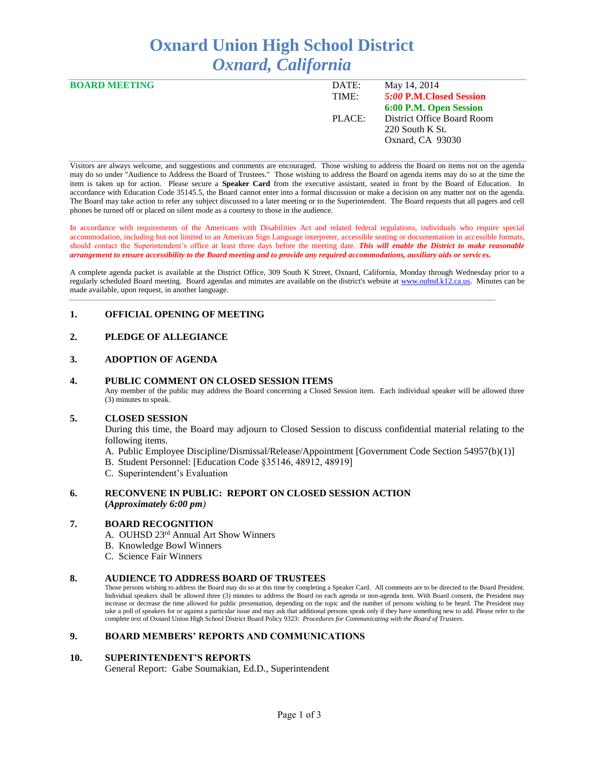# Oxnard Union High School District
## *Oxnard, California*

**BOARD MEETING**

| | |
|---|---|
| DATE: | May 14, 2014 |
| TIME: | ***5:00* P.M.Closed Session** |
| | **6:00 P.M. Open Session** |
| PLACE: | District Office Board Room |
| | 220 South K St. |
| | Oxnard, CA 93030 |

Visitors are always welcome, and suggestions and comments are encouraged. Those wishing to address the Board on items not on the agenda may do so under "Audience to Address the Board of Trustees." Those wishing to address the Board on agenda items may do so at the time the item is taken up for action. Please secure a **Speaker Card** from the executive assistant, seated in front by the Board of Education. In accordance with Education Code 35145.5, the Board cannot enter into a formal discussion or make a decision on any matter not on the agenda. The Board may take action to refer any subject discussed to a later meeting or to the Superintendent. The Board requests that all pagers and cell phones be turned off or placed on silent mode as a courtesy to those in the audience.

In accordance with requirements of the Americans with Disabilities Act and related federal regulations, individuals who require special accommodation, including but not limited to an American Sign Language interpreter, accessible seating or documentation in accessible formats, should contact the Superintendent's office at least three days before the meeting date. ***This will enable the District to make reasonable arrangement to ensure accessibility to the Board meeting and to provide any required accommodations, auxiliary aids or services.***

A complete agenda packet is available at the District Office, 309 South K Street, Oxnard, California, Monday through Wednesday prior to a regularly scheduled Board meeting. Board agendas and minutes are available on the district's website at www.ouhsd.k12.ca.us. Minutes can be made available, upon request, in another language.

### 1. OFFICIAL OPENING OF MEETING

### 2. PLEDGE OF ALLEGIANCE

### 3. ADOPTION OF AGENDA

### 4. PUBLIC COMMENT ON CLOSED SESSION ITEMS

Any member of the public may address the Board concerning a Closed Session item. Each individual speaker will be allowed three (3) minutes to speak.

### 5. CLOSED SESSION

During this time, the Board may adjourn to Closed Session to discuss confidential material relating to the following items.

A. Public Employee Discipline/Dismissal/Release/Appointment [Government Code Section 54957(b)(1)]
B. Student Personnel: [Education Code §35146, 48912, 48919]
C. Superintendent's Evaluation

### 6. RECONVENE IN PUBLIC: REPORT ON CLOSED SESSION ACTION (*Approximately 6:00 pm*)

### 7. BOARD RECOGNITION

A. OUHSD 23rd Annual Art Show Winners
B. Knowledge Bowl Winners
C. Science Fair Winners

### 8. AUDIENCE TO ADDRESS BOARD OF TRUSTEES

Those persons wishing to address the Board may do so at this time by completing a Speaker Card. All comments are to be directed to the Board President. Individual speakers shall be allowed three (3) minutes to address the Board on each agenda or non-agenda item. With Board consent, the President may increase or decrease the time allowed for public presentation, depending on the topic and the number of persons wishing to be heard. The President may take a poll of speakers for or against a particular issue and may ask that additional persons speak only if they have something new to add. Please refer to the complete text of Oxnard Union High School District Board Policy 9323: *Procedures for Communicating with the Board of Trustees.*

### 9. BOARD MEMBERS' REPORTS AND COMMUNICATIONS

### 10. SUPERINTENDENT'S REPORTS

General Report: Gabe Soumakian, Ed.D., Superintendent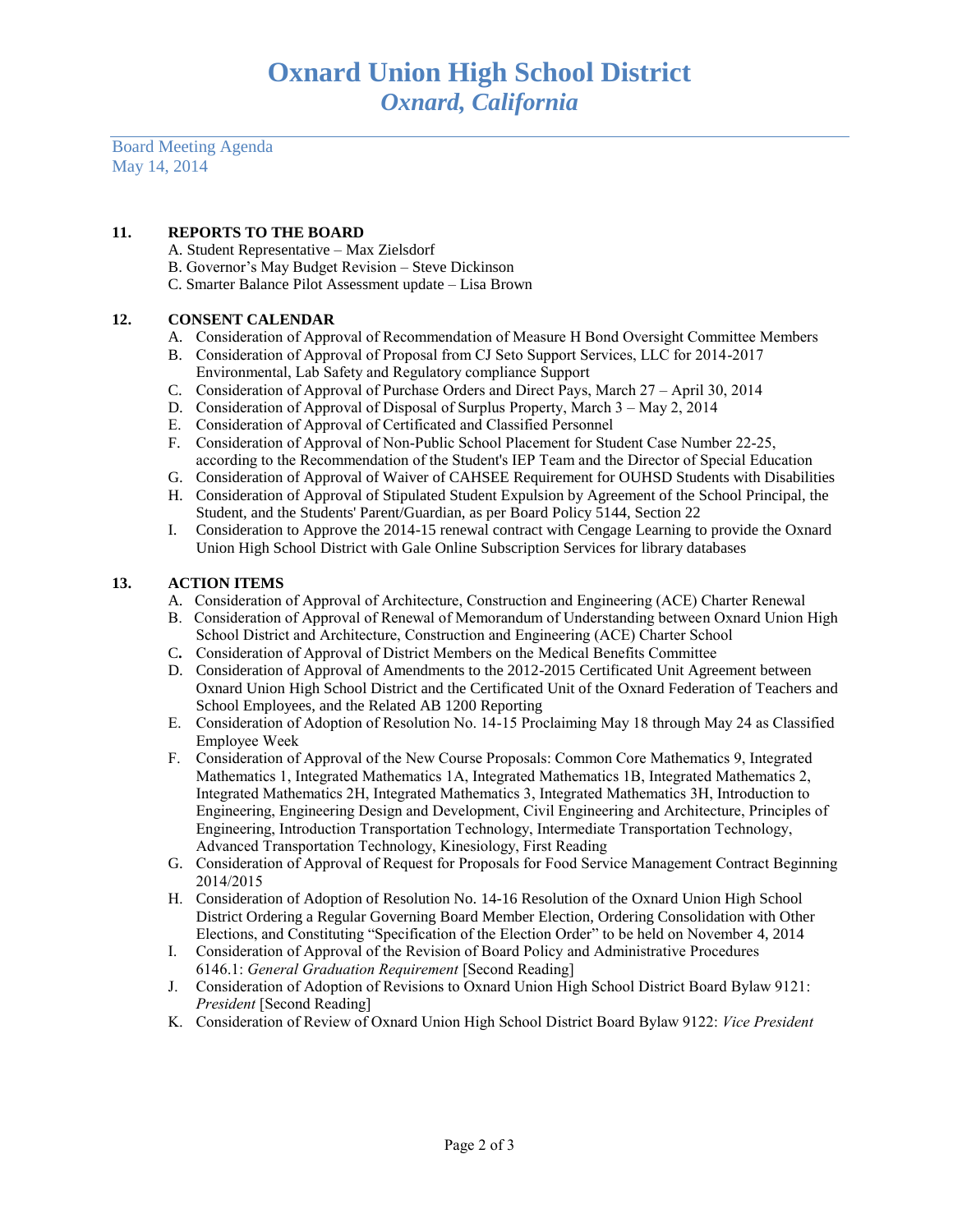# Oxnard Union High School District
## *Oxnard, California*

Board Meeting Agenda
May 14, 2014

**11. REPORTS TO THE BOARD**

A. Student Representative – Max Zielsdorf
B. Governor's May Budget Revision – Steve Dickinson
C. Smarter Balance Pilot Assessment update – Lisa Brown

**12. CONSENT CALENDAR**

A. Consideration of Approval of Recommendation of Measure H Bond Oversight Committee Members
B. Consideration of Approval of Proposal from CJ Seto Support Services, LLC for 2014-2017 Environmental, Lab Safety and Regulatory compliance Support
C. Consideration of Approval of Purchase Orders and Direct Pays, March 27 – April 30, 2014
D. Consideration of Approval of Disposal of Surplus Property, March 3 – May 2, 2014
E. Consideration of Approval of Certificated and Classified Personnel
F. Consideration of Approval of Non-Public School Placement for Student Case Number 22-25, according to the Recommendation of the Student's IEP Team and the Director of Special Education
G. Consideration of Approval of Waiver of CAHSEE Requirement for OUHSD Students with Disabilities
H. Consideration of Approval of Stipulated Student Expulsion by Agreement of the School Principal, the Student, and the Students' Parent/Guardian, as per Board Policy 5144, Section 22
I. Consideration to Approve the 2014-15 renewal contract with Cengage Learning to provide the Oxnard Union High School District with Gale Online Subscription Services for library databases

**13. ACTION ITEMS**

A. Consideration of Approval of Architecture, Construction and Engineering (ACE) Charter Renewal
B. Consideration of Approval of Renewal of Memorandum of Understanding between Oxnard Union High School District and Architecture, Construction and Engineering (ACE) Charter School
C. Consideration of Approval of District Members on the Medical Benefits Committee
D. Consideration of Approval of Amendments to the 2012-2015 Certificated Unit Agreement between Oxnard Union High School District and the Certificated Unit of the Oxnard Federation of Teachers and School Employees, and the Related AB 1200 Reporting
E. Consideration of Adoption of Resolution No. 14-15 Proclaiming May 18 through May 24 as Classified Employee Week
F. Consideration of Approval of the New Course Proposals: Common Core Mathematics 9, Integrated Mathematics 1, Integrated Mathematics 1A, Integrated Mathematics 1B, Integrated Mathematics 2, Integrated Mathematics 2H, Integrated Mathematics 3, Integrated Mathematics 3H, Introduction to Engineering, Engineering Design and Development, Civil Engineering and Architecture, Principles of Engineering, Introduction Transportation Technology, Intermediate Transportation Technology, Advanced Transportation Technology, Kinesiology, First Reading
G. Consideration of Approval of Request for Proposals for Food Service Management Contract Beginning 2014/2015
H. Consideration of Adoption of Resolution No. 14-16 Resolution of the Oxnard Union High School District Ordering a Regular Governing Board Member Election, Ordering Consolidation with Other Elections, and Constituting "Specification of the Election Order" to be held on November 4, 2014
I. Consideration of Approval of the Revision of Board Policy and Administrative Procedures 6146.1: *General Graduation Requirement* [Second Reading]
J. Consideration of Adoption of Revisions to Oxnard Union High School District Board Bylaw 9121: *President* [Second Reading]
K. Consideration of Review of Oxnard Union High School District Board Bylaw 9122: *Vice President*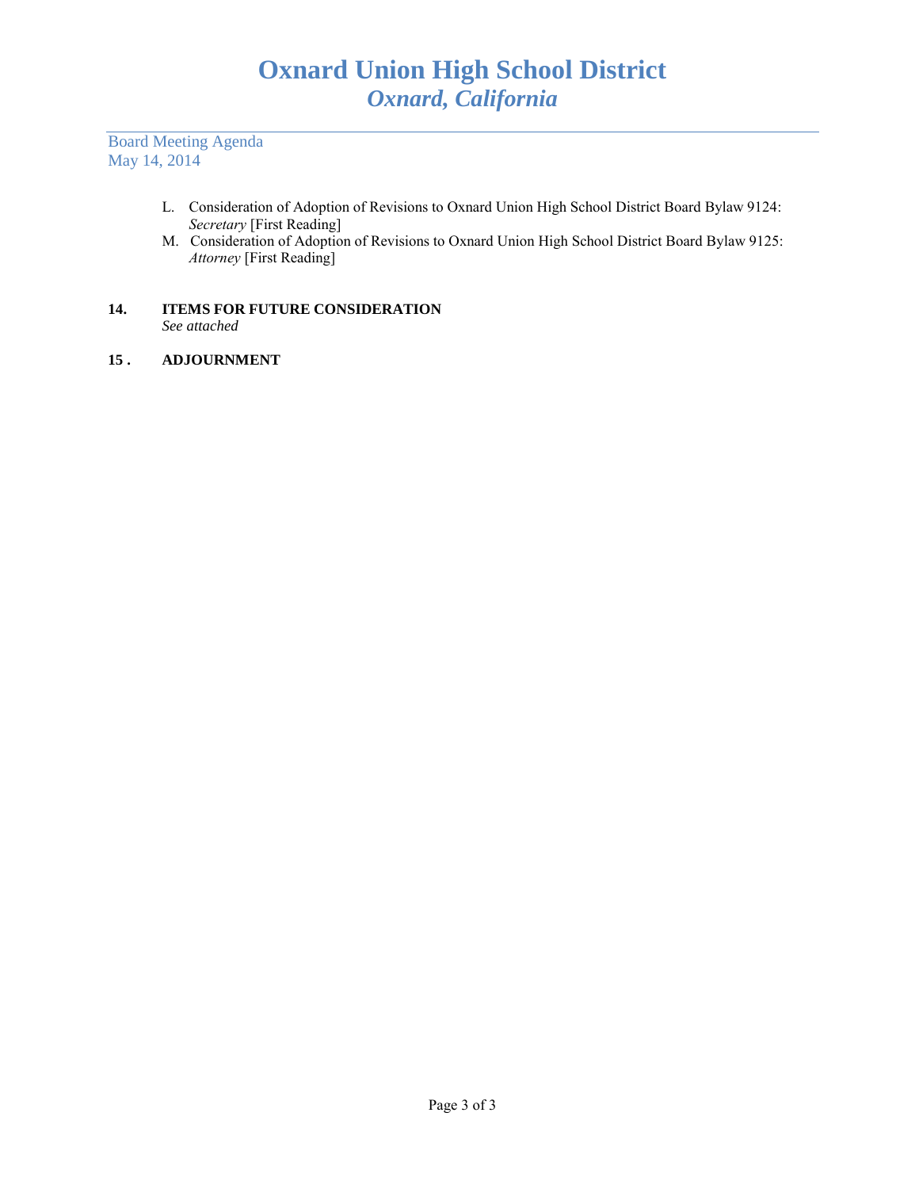L. Consideration of Adoption of Revisions to Oxnard Union High School District Board Bylaw 9124: *Secretary* [First Reading]

M. Consideration of Adoption of Revisions to Oxnard Union High School District Board Bylaw 9125: *Attorney* [First Reading]

**14. ITEMS FOR FUTURE CONSIDERATION**

*See attached*

**15 . ADJOURNMENT**